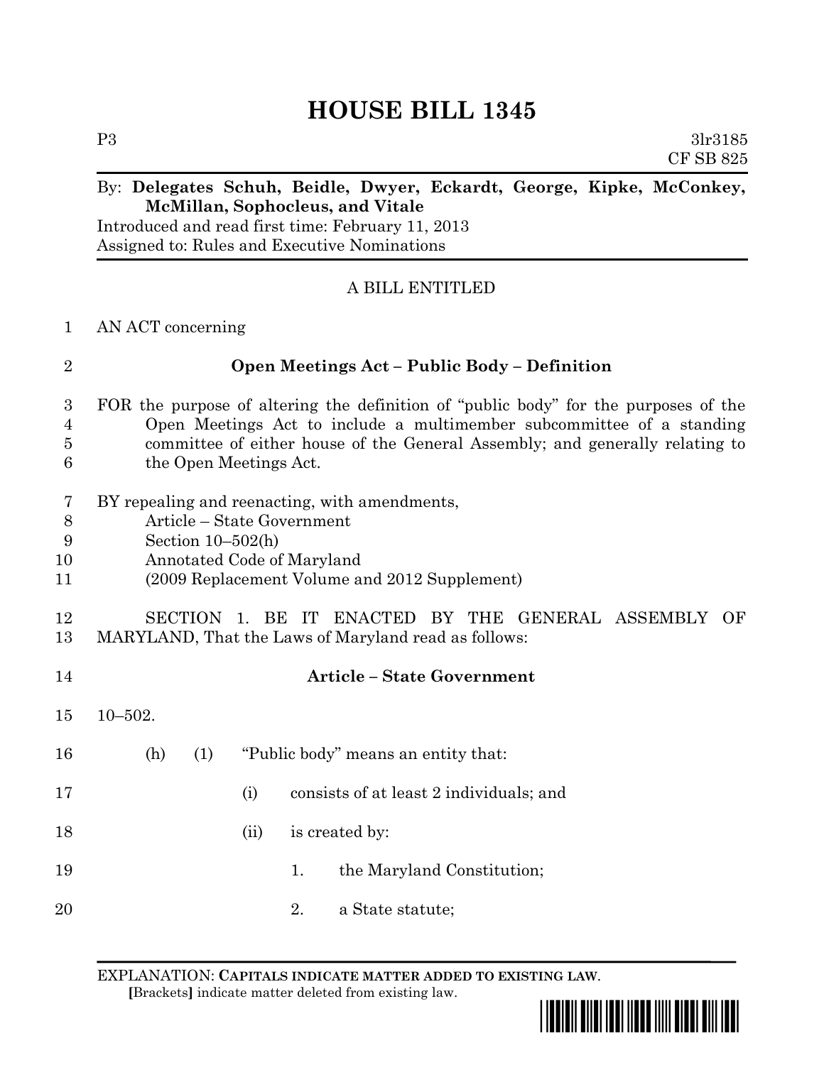# HOUSE BILL 1345

P3 3lr3185
CF SB 825

By: **Delegates Schuh, Beidle, Dwyer, Eckardt, George, Kipke, McConkey, McMillan, Sophocleus, and Vitale**
Introduced and read first time: February 11, 2013
Assigned to: Rules and Executive Nominations

A BILL ENTITLED

AN ACT concerning

**Open Meetings Act – Public Body – Definition**

FOR the purpose of altering the definition of "public body" for the purposes of the Open Meetings Act to include a multimember subcommittee of a standing committee of either house of the General Assembly; and generally relating to the Open Meetings Act.

BY repealing and reenacting, with amendments,
Article – State Government
Section 10–502(h)
Annotated Code of Maryland
(2009 Replacement Volume and 2012 Supplement)

SECTION 1. BE IT ENACTED BY THE GENERAL ASSEMBLY OF MARYLAND, That the Laws of Maryland read as follows:

**Article – State Government**

10–502.

(h) (1) "Public body" means an entity that:

(i) consists of at least 2 individuals; and

(ii) is created by:

1. the Maryland Constitution;

2. a State statute;

EXPLANATION: **CAPITALS INDICATE MATTER ADDED TO EXISTING LAW.**
**[**Brackets**]** indicate matter deleted from existing law.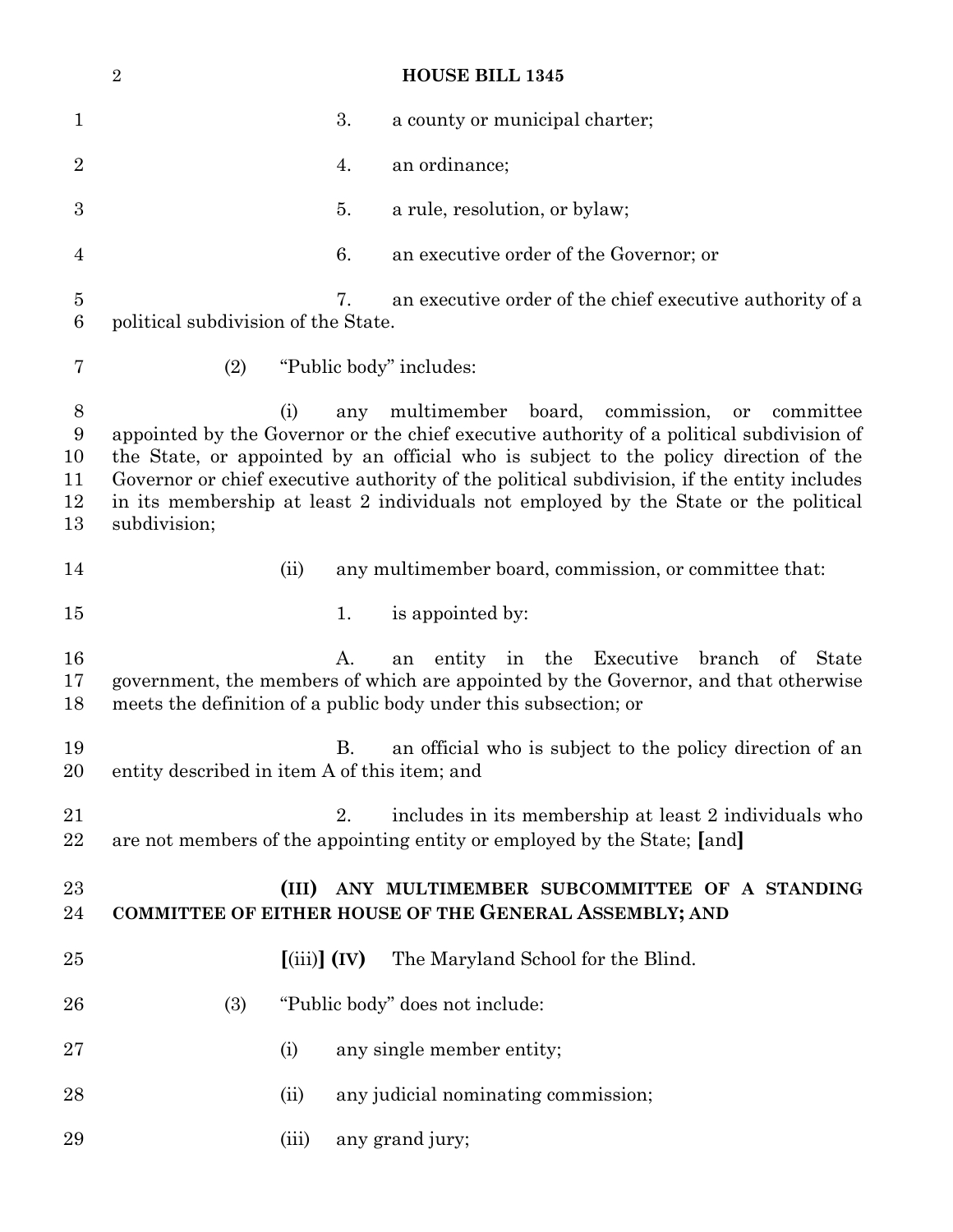3. a county or municipal charter;

4. an ordinance;

5. a rule, resolution, or bylaw;

6. an executive order of the Governor; or

7. an executive order of the chief executive authority of a political subdivision of the State.

(2) "Public body" includes:

(i) any multimember board, commission, or committee appointed by the Governor or the chief executive authority of a political subdivision of the State, or appointed by an official who is subject to the policy direction of the Governor or chief executive authority of the political subdivision, if the entity includes in its membership at least 2 individuals not employed by the State or the political subdivision;

(ii) any multimember board, commission, or committee that:

1. is appointed by:

A. an entity in the Executive branch of State government, the members of which are appointed by the Governor, and that otherwise meets the definition of a public body under this subsection; or

B. an official who is subject to the policy direction of an entity described in item A of this item; and

2. includes in its membership at least 2 individuals who are not members of the appointing entity or employed by the State; **[**and**]**

**(III) ANY MULTIMEMBER SUBCOMMITTEE OF A STANDING COMMITTEE OF EITHER HOUSE OF THE GENERAL ASSEMBLY; AND**

**[**(iii)**] (IV)** The Maryland School for the Blind.

(3) "Public body" does not include:

(i) any single member entity;

(ii) any judicial nominating commission;

(iii) any grand jury;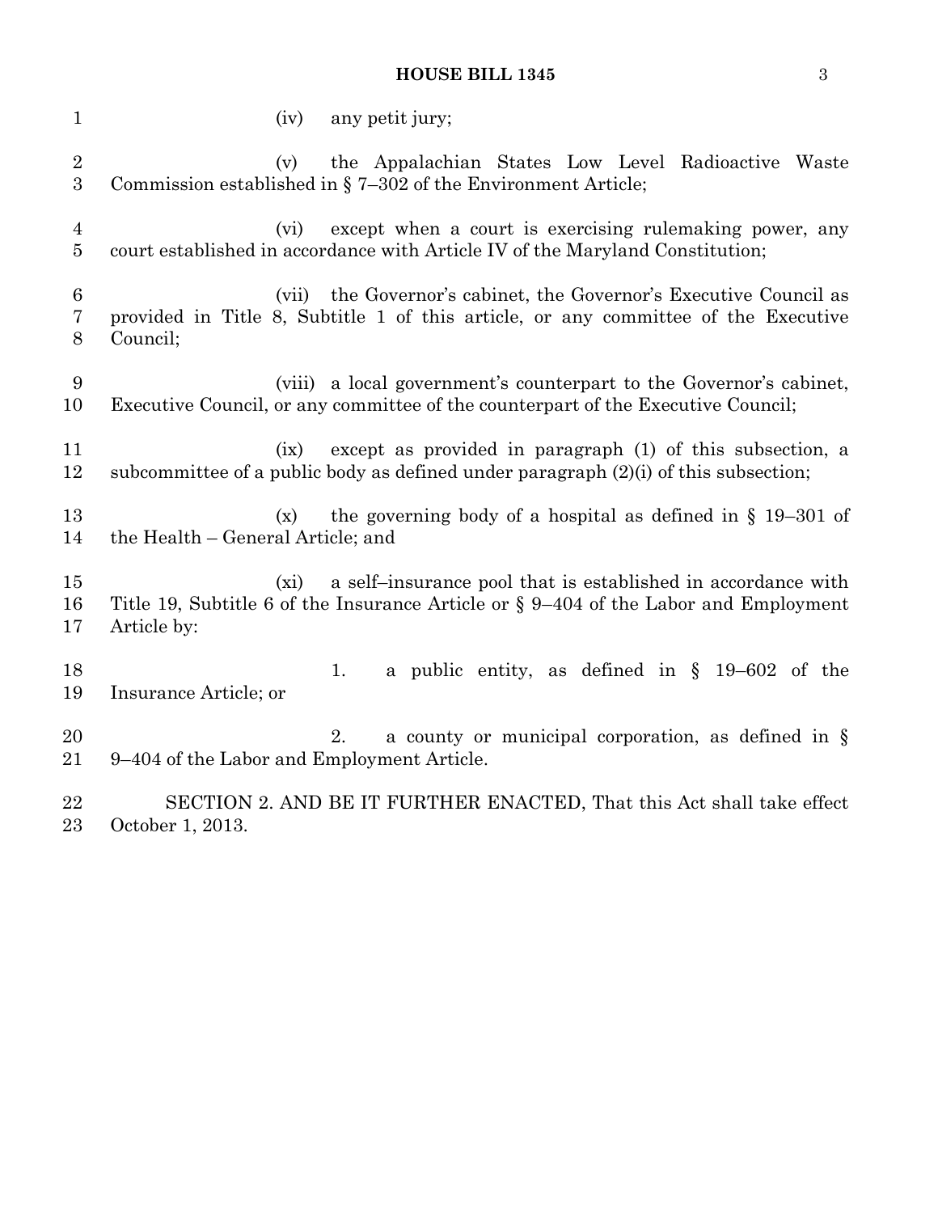(iv) any petit jury;

(v) the Appalachian States Low Level Radioactive Waste Commission established in § 7–302 of the Environment Article;

(vi) except when a court is exercising rulemaking power, any court established in accordance with Article IV of the Maryland Constitution;

(vii) the Governor's cabinet, the Governor's Executive Council as provided in Title 8, Subtitle 1 of this article, or any committee of the Executive Council;

(viii) a local government's counterpart to the Governor's cabinet, Executive Council, or any committee of the counterpart of the Executive Council;

(ix) except as provided in paragraph (1) of this subsection, a subcommittee of a public body as defined under paragraph (2)(i) of this subsection;

(x) the governing body of a hospital as defined in § 19–301 of the Health – General Article; and

(xi) a self–insurance pool that is established in accordance with Title 19, Subtitle 6 of the Insurance Article or § 9–404 of the Labor and Employment Article by:

1. a public entity, as defined in § 19–602 of the Insurance Article; or

2. a county or municipal corporation, as defined in § 9–404 of the Labor and Employment Article.

SECTION 2. AND BE IT FURTHER ENACTED, That this Act shall take effect October 1, 2013.